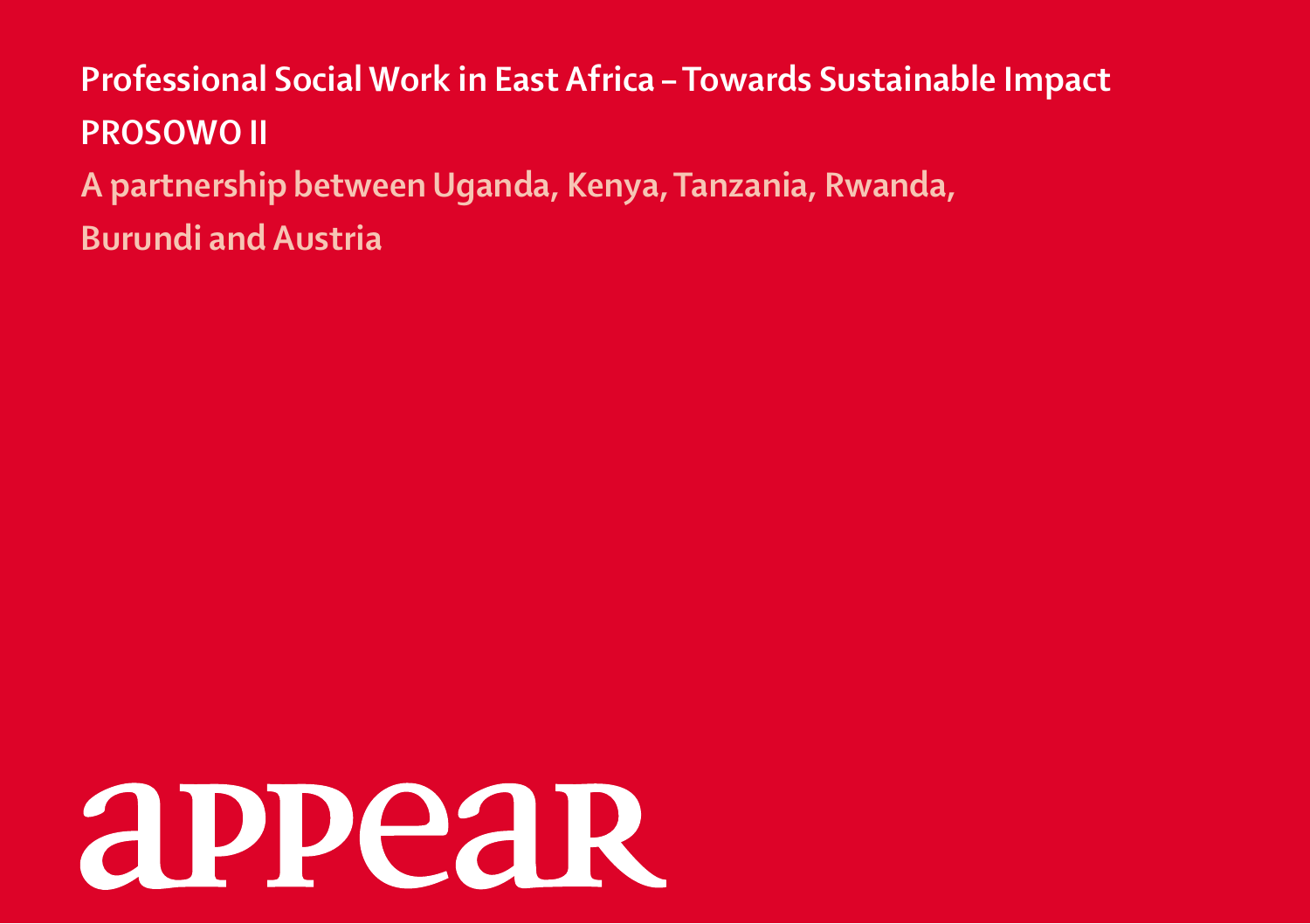# Professional Social Work in East Africa – Towards Sustainable Impact

## PROSOWO II

A partnership between Uganda, Kenya, Tanzania, Rwanda, Burundi and Austria

appear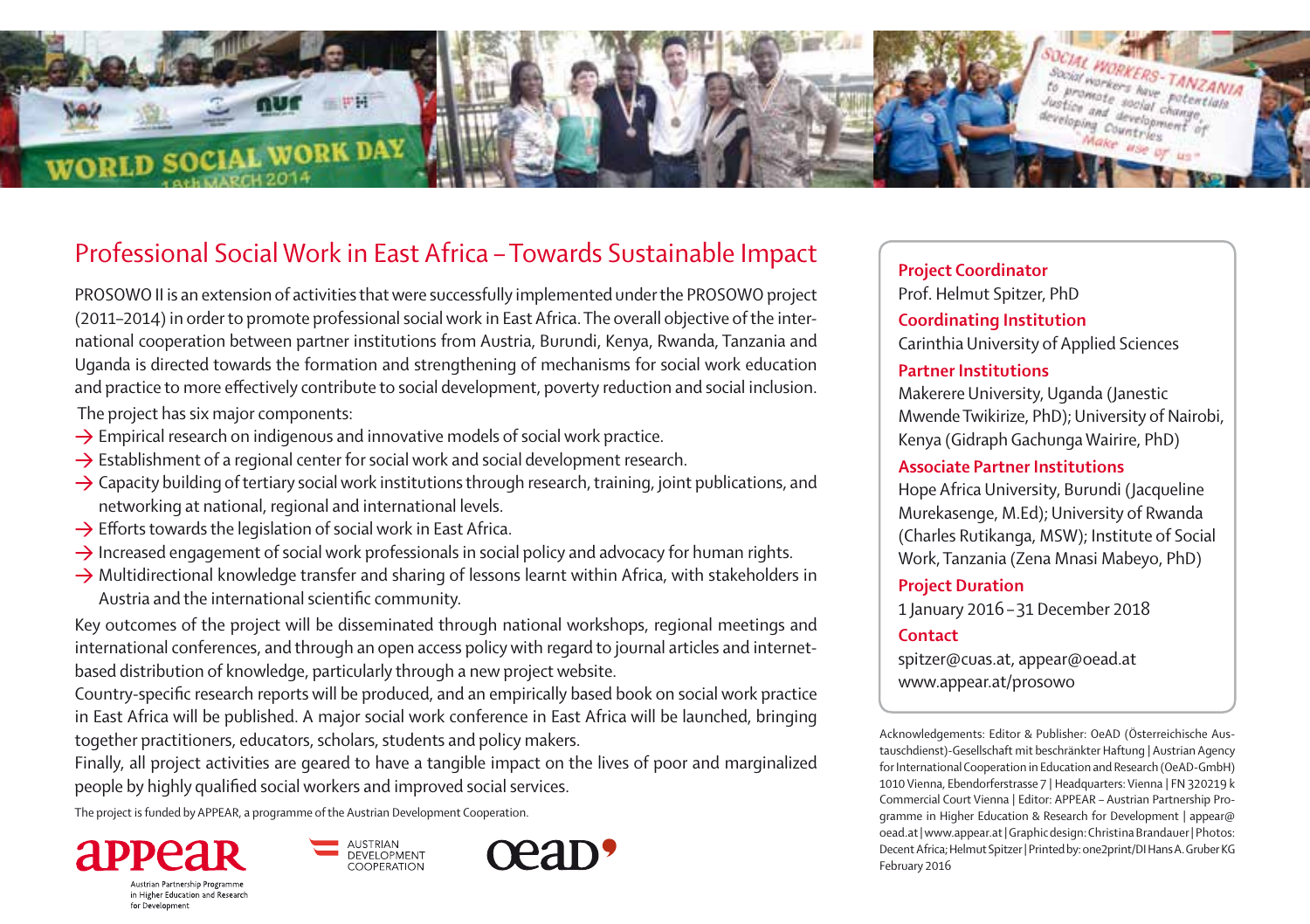# Professional Social Work in East Africa – Towards Sustainable Impact

PROSOWO II is an extension of activities that were successfully implemented under the PROSOWO project (2011–2014) in order to promote professional social work in East Africa. The overall objective of the international cooperation between partner institutions from Austria, Burundi, Kenya, Rwanda, Tanzania and Uganda is directed towards the formation and strengthening of mechanisms for social work education and practice to more effectively contribute to social development, poverty reduction and social inclusion.

The project has six major components:

- → Empirical research on indigenous and innovative models of social work practice.
- → Establishment of a regional center for social work and social development research.
- → Capacity building of tertiary social work institutions through research, training, joint publications, and networking at national, regional and international levels.
- → Efforts towards the legislation of social work in East Africa.
- → Increased engagement of social work professionals in social policy and advocacy for human rights.
- → Multidirectional knowledge transfer and sharing of lessons learnt within Africa, with stakeholders in Austria and the international scientific community.

Key outcomes of the project will be disseminated through national workshops, regional meetings and international conferences, and through an open access policy with regard to journal articles and internet-based distribution of knowledge, particularly through a new project website.

Country-specific research reports will be produced, and an empirically based book on social work practice in East Africa will be published. A major social work conference in East Africa will be launched, bringing together practitioners, educators, scholars, students and policy makers.

Finally, all project activities are geared to have a tangible impact on the lives of poor and marginalized people by highly qualified social workers and improved social services.

The project is funded by APPEAR, a programme of the Austrian Development Cooperation.

appear
Austrian Partnership Programme in Higher Education and Research for Development

AUSTRIAN DEVELOPMENT COOPERATION

oead

**Project Coordinator**
Prof. Helmut Spitzer, PhD

**Coordinating Institution**
Carinthia University of Applied Sciences

**Partner Institutions**
Makerere University, Uganda (Janestic Mwende Twikirize, PhD); University of Nairobi, Kenya (Gidraph Gachunga Wairire, PhD)

**Associate Partner Institutions**
Hope Africa University, Burundi (Jacqueline Murekasenge, M.Ed); University of Rwanda (Charles Rutikanga, MSW); Institute of Social Work, Tanzania (Zena Mnasi Mabeyo, PhD)

**Project Duration**
1 January 2016 – 31 December 2018

**Contact**
spitzer@cuas.at, appear@oead.at
www.appear.at/prosowo

Acknowledgements: Editor & Publisher: OeAD (Österreichische Austauschdienst)-Gesellschaft mit beschränkter Haftung | Austrian Agency for International Cooperation in Education and Research (OeAD-GmbH) 1010 Vienna, Ebendorferstrasse 7 | Headquarters: Vienna | FN 320219 k Commercial Court Vienna | Editor: APPEAR – Austrian Partnership Programme in Higher Education & Research for Development | appear@oead.at | www.appear.at | Graphic design: Christina Brandauer | Photos: Decent Africa; Helmut Spitzer | Printed by: one2print/DI Hans A. Gruber KG
February 2016